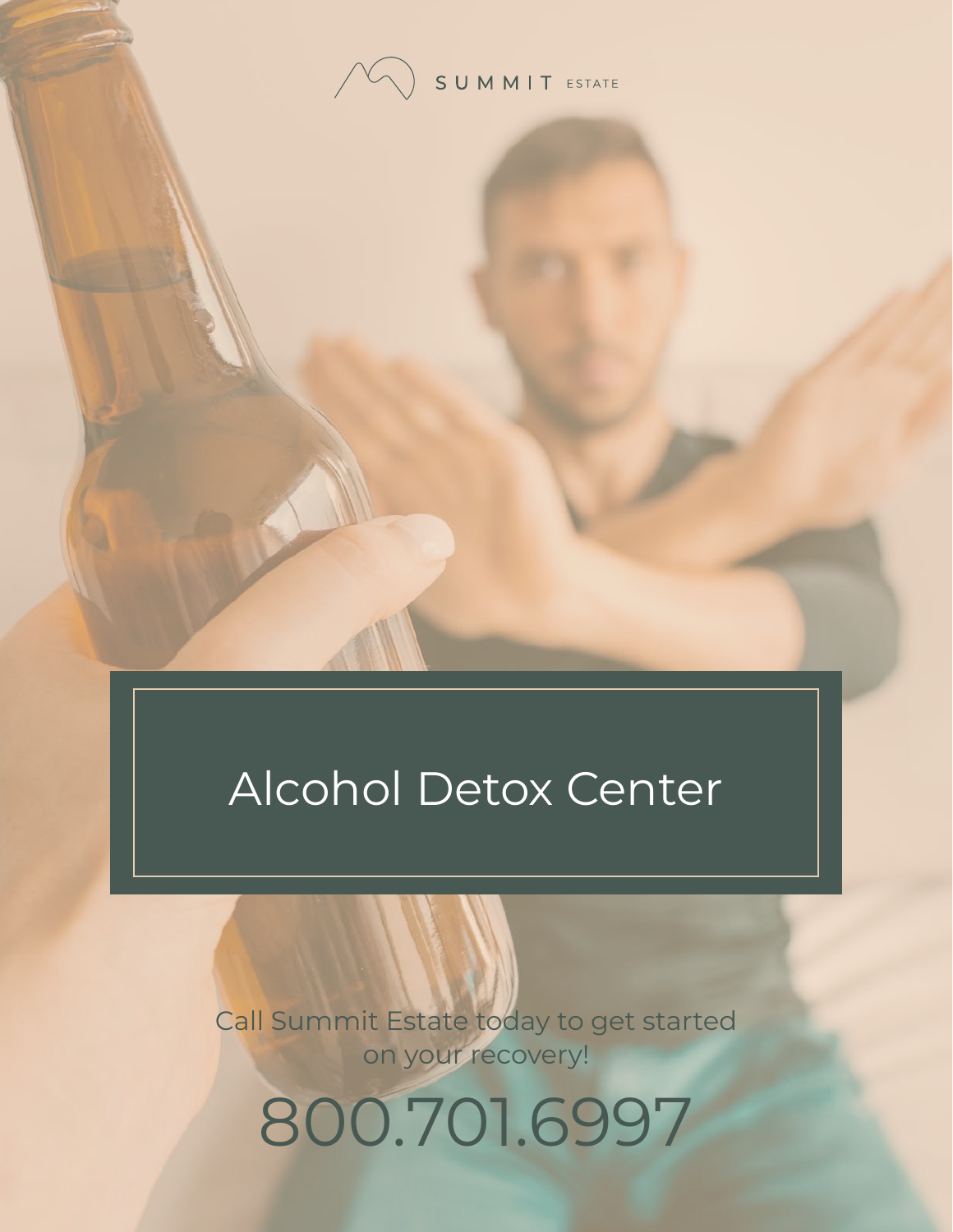SUMMIT ESTATE

# Alcohol Detox Center

Call Summit Estate today to get started on your recovery!

800.701.6997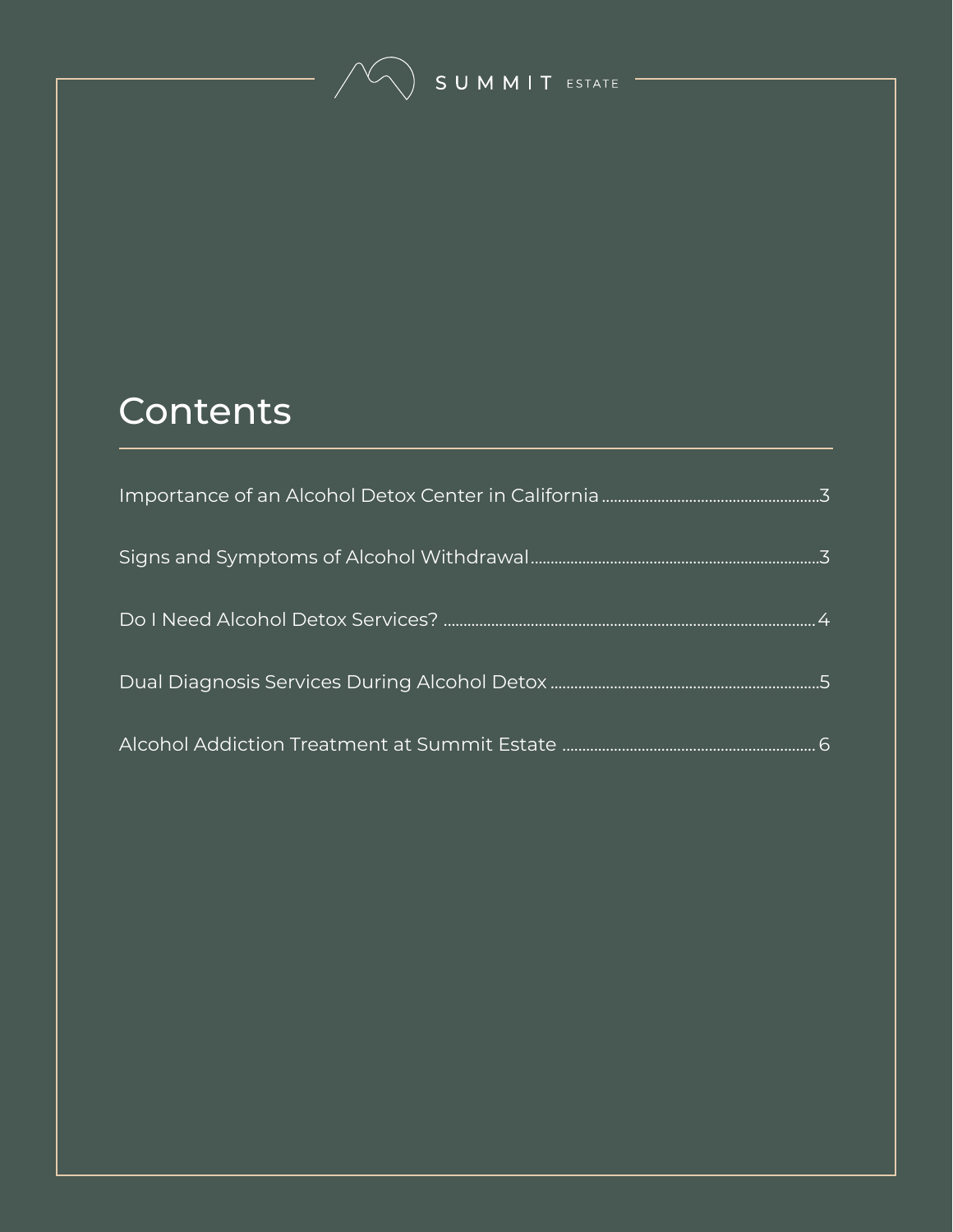# Contents

Importance of an Alcohol Detox Center in California .......... 3

Signs and Symptoms of Alcohol Withdrawal .......... 3

Do I Need Alcohol Detox Services? .......... 4

Dual Diagnosis Services During Alcohol Detox .......... 5

Alcohol Addiction Treatment at Summit Estate .......... 6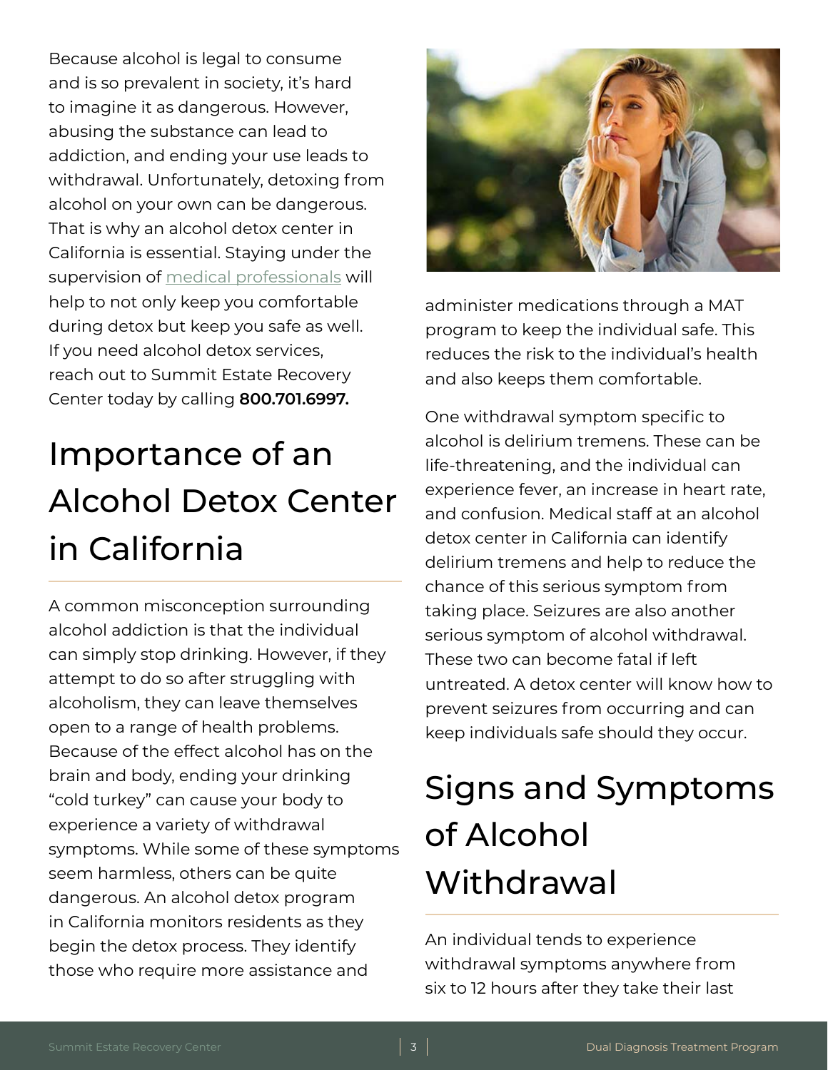Because alcohol is legal to consume and is so prevalent in society, it's hard to imagine it as dangerous. However, abusing the substance can lead to addiction, and ending your use leads to withdrawal. Unfortunately, detoxing from alcohol on your own can be dangerous. That is why an alcohol detox center in California is essential. Staying under the supervision of medical professionals will help to not only keep you comfortable during detox but keep you safe as well. If you need alcohol detox services, reach out to Summit Estate Recovery Center today by calling **800.701.6997.**

# Importance of an Alcohol Detox Center in California

A common misconception surrounding alcohol addiction is that the individual can simply stop drinking. However, if they attempt to do so after struggling with alcoholism, they can leave themselves open to a range of health problems. Because of the effect alcohol has on the brain and body, ending your drinking "cold turkey" can cause your body to experience a variety of withdrawal symptoms. While some of these symptoms seem harmless, others can be quite dangerous. An alcohol detox program in California monitors residents as they begin the detox process. They identify those who require more assistance and administer medications through a MAT program to keep the individual safe. This reduces the risk to the individual's health and also keeps them comfortable.

One withdrawal symptom specific to alcohol is delirium tremens. These can be life-threatening, and the individual can experience fever, an increase in heart rate, and confusion. Medical staff at an alcohol detox center in California can identify delirium tremens and help to reduce the chance of this serious symptom from taking place. Seizures are also another serious symptom of alcohol withdrawal. These two can become fatal if left untreated. A detox center will know how to prevent seizures from occurring and can keep individuals safe should they occur.

# Signs and Symptoms of Alcohol Withdrawal

An individual tends to experience withdrawal symptoms anywhere from six to 12 hours after they take their last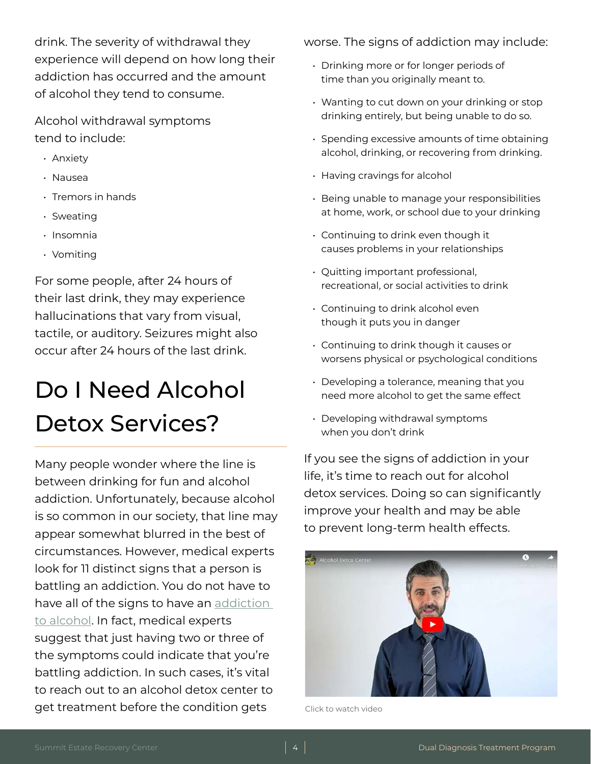drink. The severity of withdrawal they experience will depend on how long their addiction has occurred and the amount of alcohol they tend to consume.

Alcohol withdrawal symptoms tend to include:

- Anxiety
- Nausea
- Tremors in hands
- Sweating
- Insomnia
- Vomiting

For some people, after 24 hours of their last drink, they may experience hallucinations that vary from visual, tactile, or auditory. Seizures might also occur after 24 hours of the last drink.

# Do I Need Alcohol Detox Services?

Many people wonder where the line is between drinking for fun and alcohol addiction. Unfortunately, because alcohol is so common in our society, that line may appear somewhat blurred in the best of circumstances. However, medical experts look for 11 distinct signs that a person is battling an addiction. You do not have to have all of the signs to have an addiction to alcohol. In fact, medical experts suggest that just having two or three of the symptoms could indicate that you're battling addiction. In such cases, it's vital to reach out to an alcohol detox center to get treatment before the condition gets worse. The signs of addiction may include:

- Drinking more or for longer periods of time than you originally meant to.
- Wanting to cut down on your drinking or stop drinking entirely, but being unable to do so.
- Spending excessive amounts of time obtaining alcohol, drinking, or recovering from drinking.
- Having cravings for alcohol
- Being unable to manage your responsibilities at home, work, or school due to your drinking
- Continuing to drink even though it causes problems in your relationships
- Quitting important professional, recreational, or social activities to drink
- Continuing to drink alcohol even though it puts you in danger
- Continuing to drink though it causes or worsens physical or psychological conditions
- Developing a tolerance, meaning that you need more alcohol to get the same effect
- Developing withdrawal symptoms when you don't drink

If you see the signs of addiction in your life, it's time to reach out for alcohol detox services. Doing so can significantly improve your health and may be able to prevent long-term health effects.

Click to watch video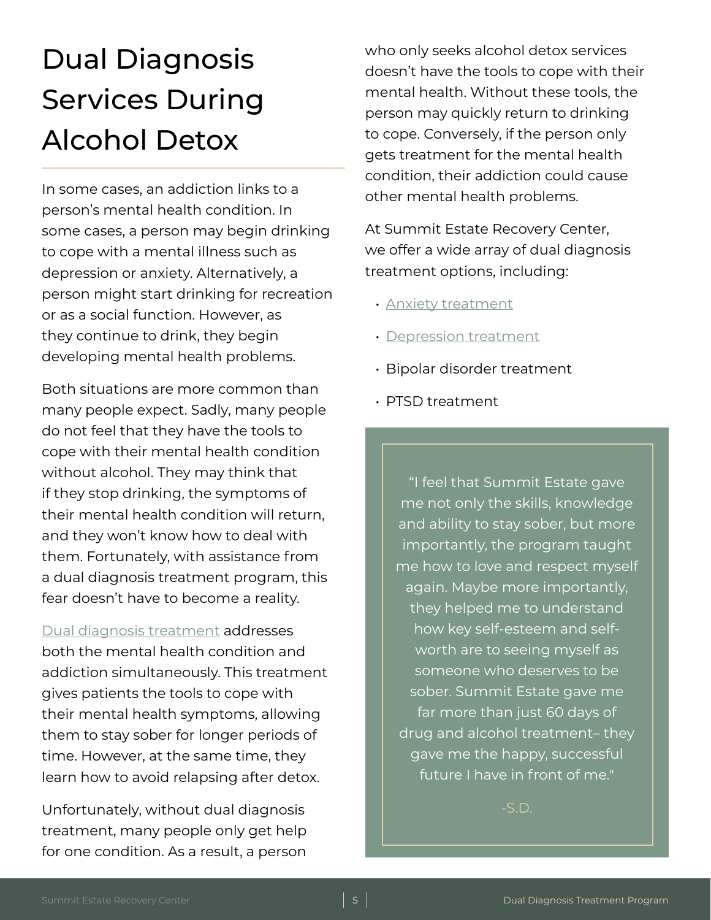# Dual Diagnosis Services During Alcohol Detox

In some cases, an addiction links to a person's mental health condition. In some cases, a person may begin drinking to cope with a mental illness such as depression or anxiety. Alternatively, a person might start drinking for recreation or as a social function. However, as they continue to drink, they begin developing mental health problems.

Both situations are more common than many people expect. Sadly, many people do not feel that they have the tools to cope with their mental health condition without alcohol. They may think that if they stop drinking, the symptoms of their mental health condition will return, and they won't know how to deal with them. Fortunately, with assistance from a dual diagnosis treatment program, this fear doesn't have to become a reality.

Dual diagnosis treatment addresses both the mental health condition and addiction simultaneously. This treatment gives patients the tools to cope with their mental health symptoms, allowing them to stay sober for longer periods of time. However, at the same time, they learn how to avoid relapsing after detox.

Unfortunately, without dual diagnosis treatment, many people only get help for one condition. As a result, a person who only seeks alcohol detox services doesn't have the tools to cope with their mental health. Without these tools, the person may quickly return to drinking to cope. Conversely, if the person only gets treatment for the mental health condition, their addiction could cause other mental health problems.

At Summit Estate Recovery Center, we offer a wide array of dual diagnosis treatment options, including:

- Anxiety treatment
- Depression treatment
- Bipolar disorder treatment
- PTSD treatment

> "I feel that Summit Estate gave me not only the skills, knowledge and ability to stay sober, but more importantly, the program taught me how to love and respect myself again. Maybe more importantly, they helped me to understand how key self-esteem and self-worth are to seeing myself as someone who deserves to be sober. Summit Estate gave me far more than just 60 days of drug and alcohol treatment– they gave me the happy, successful future I have in front of me."
>
> -S.D.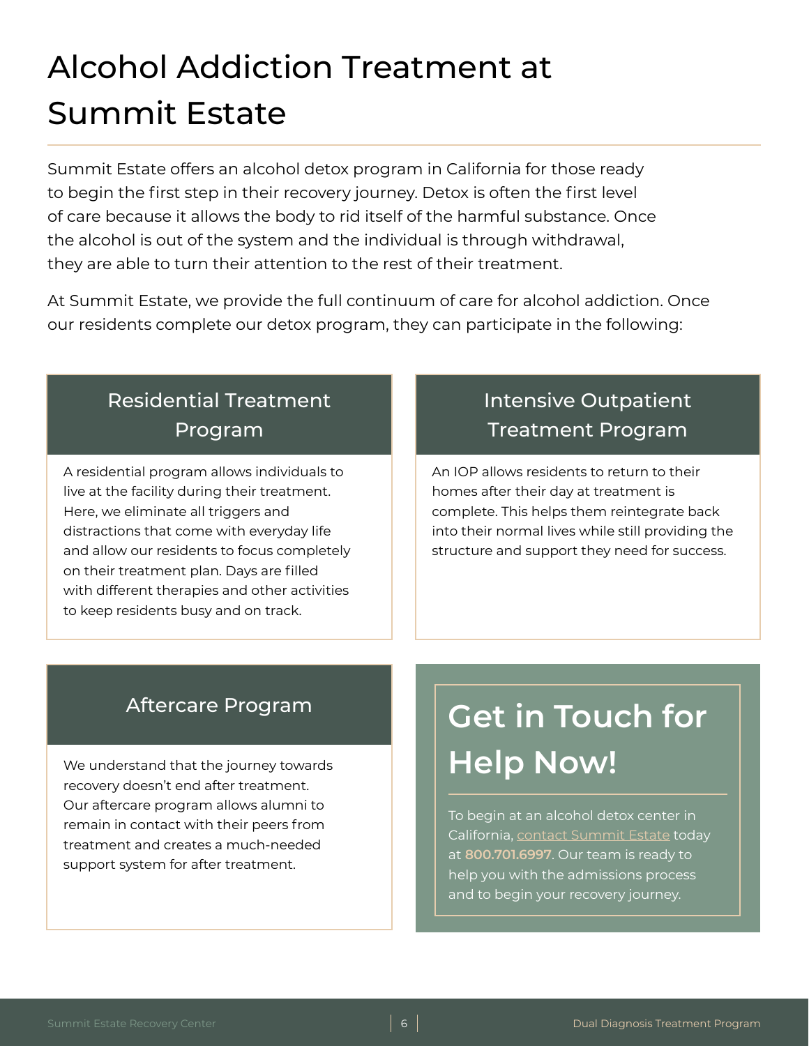# Alcohol Addiction Treatment at Summit Estate

Summit Estate offers an alcohol detox program in California for those ready to begin the first step in their recovery journey. Detox is often the first level of care because it allows the body to rid itself of the harmful substance. Once the alcohol is out of the system and the individual is through withdrawal, they are able to turn their attention to the rest of their treatment.

At Summit Estate, we provide the full continuum of care for alcohol addiction. Once our residents complete our detox program, they can participate in the following:

## Residential Treatment Program

A residential program allows individuals to live at the facility during their treatment. Here, we eliminate all triggers and distractions that come with everyday life and allow our residents to focus completely on their treatment plan. Days are filled with different therapies and other activities to keep residents busy and on track.

## Intensive Outpatient Treatment Program

An IOP allows residents to return to their homes after their day at treatment is complete. This helps them reintegrate back into their normal lives while still providing the structure and support they need for success.

## Aftercare Program

We understand that the journey towards recovery doesn't end after treatment. Our aftercare program allows alumni to remain in contact with their peers from treatment and creates a much-needed support system for after treatment.

## Get in Touch for Help Now!

To begin at an alcohol detox center in California, contact Summit Estate today at **800.701.6997**. Our team is ready to help you with the admissions process and to begin your recovery journey.